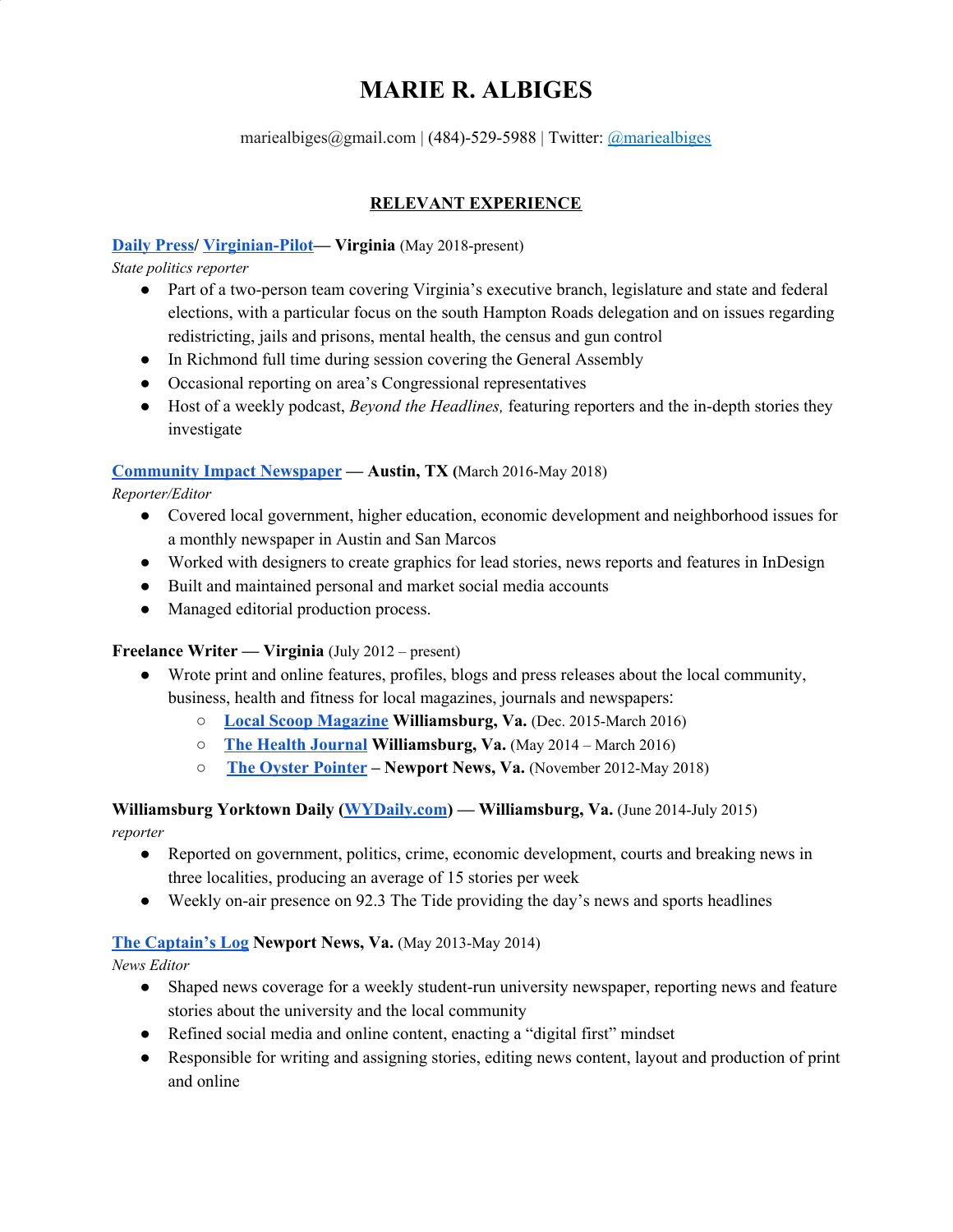# MARIE R. ALBIGES

mariealbiges@gmail.com | (484)-529-5988 | Twitter: @mariealbiges

## RELEVANT EXPERIENCE

**Daily Press/ Virginian-Pilot— Virginia** (May 2018-present)
*State politics reporter*

- Part of a two-person team covering Virginia's executive branch, legislature and state and federal elections, with a particular focus on the south Hampton Roads delegation and on issues regarding redistricting, jails and prisons, mental health, the census and gun control
- In Richmond full time during session covering the General Assembly
- Occasional reporting on area's Congressional representatives
- Host of a weekly podcast, *Beyond the Headlines,* featuring reporters and the in-depth stories they investigate

**Community Impact Newspaper — Austin, TX (**March 2016-May 2018)
*Reporter/Editor*

- Covered local government, higher education, economic development and neighborhood issues for a monthly newspaper in Austin and San Marcos
- Worked with designers to create graphics for lead stories, news reports and features in InDesign
- Built and maintained personal and market social media accounts
- Managed editorial production process.

**Freelance Writer — Virginia** (July 2012 – present)

- Wrote print and online features, profiles, blogs and press releases about the local community, business, health and fitness for local magazines, journals and newspapers:
  - **Local Scoop Magazine Williamsburg, Va.** (Dec. 2015-March 2016)
  - **The Health Journal Williamsburg, Va.** (May 2014 – March 2016)
  - **The Oyster Pointer – Newport News, Va.** (November 2012-May 2018)

**Williamsburg Yorktown Daily (WYDaily.com) — Williamsburg, Va.** (June 2014-July 2015)
*reporter*

- Reported on government, politics, crime, economic development, courts and breaking news in three localities, producing an average of 15 stories per week
- Weekly on-air presence on 92.3 The Tide providing the day's news and sports headlines

**The Captain's Log Newport News, Va.** (May 2013-May 2014)
*News Editor*

- Shaped news coverage for a weekly student-run university newspaper, reporting news and feature stories about the university and the local community
- Refined social media and online content, enacting a "digital first" mindset
- Responsible for writing and assigning stories, editing news content, layout and production of print and online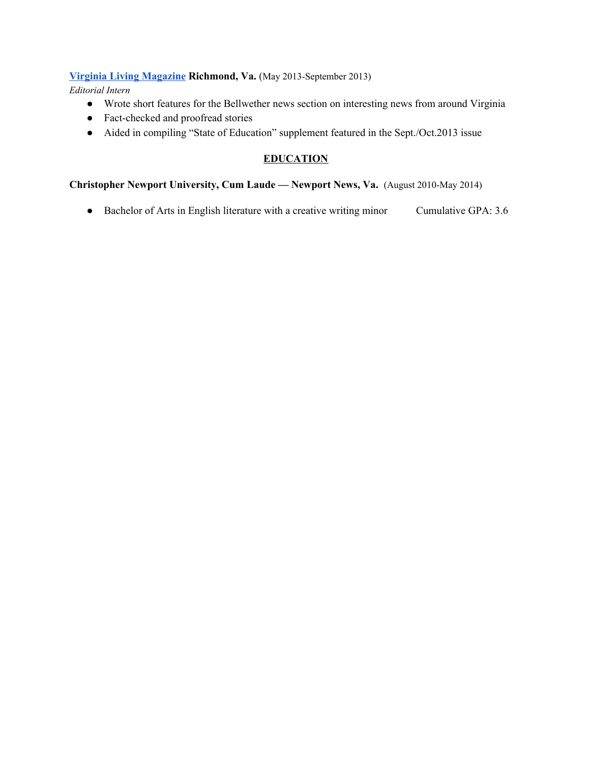**Virginia Living Magazine Richmond, Va.** (May 2013-September 2013)
*Editorial Intern*

- Wrote short features for the Bellwether news section on interesting news from around Virginia
- Fact-checked and proofread stories
- Aided in compiling "State of Education" supplement featured in the Sept./Oct.2013 issue

## EDUCATION

**Christopher Newport University, Cum Laude — Newport News, Va.** (August 2010-May 2014)

- Bachelor of Arts in English literature with a creative writing minor    Cumulative GPA: 3.6